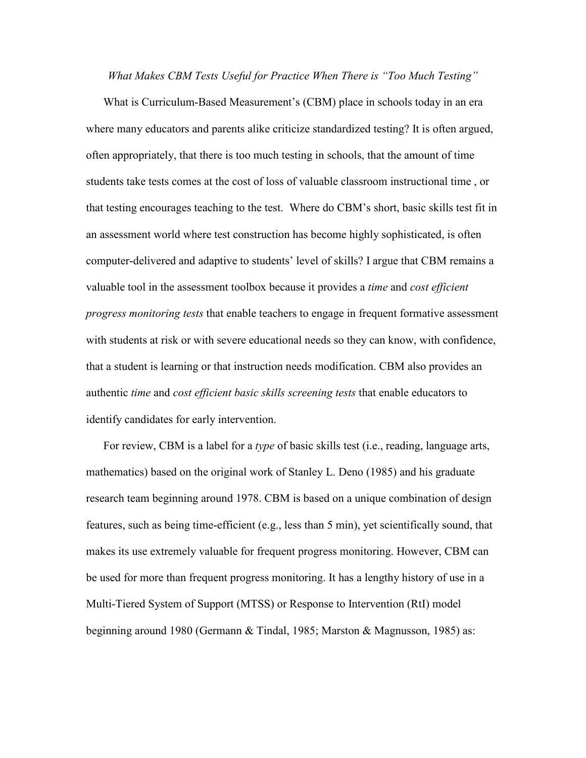*What Makes CBM Tests Useful for Practice When There is "Too Much Testing"*

What is Curriculum-Based Measurement's (CBM) place in schools today in an era where many educators and parents alike criticize standardized testing? It is often argued, often appropriately, that there is too much testing in schools, that the amount of time students take tests comes at the cost of loss of valuable classroom instructional time , or that testing encourages teaching to the test. Where do CBM's short, basic skills test fit in an assessment world where test construction has become highly sophisticated, is often computer-delivered and adaptive to students' level of skills? I argue that CBM remains a valuable tool in the assessment toolbox because it provides a *time* and *cost efficient progress monitoring tests* that enable teachers to engage in frequent formative assessment with students at risk or with severe educational needs so they can know, with confidence, that a student is learning or that instruction needs modification. CBM also provides an authentic *time* and *cost efficient basic skills screening tests* that enable educators to identify candidates for early intervention.

For review, CBM is a label for a *type* of basic skills test (i.e., reading, language arts, mathematics) based on the original work of Stanley L. Deno (1985) and his graduate research team beginning around 1978. CBM is based on a unique combination of design features, such as being time-efficient (e.g., less than 5 min), yet scientifically sound, that makes its use extremely valuable for frequent progress monitoring. However, CBM can be used for more than frequent progress monitoring. It has a lengthy history of use in a Multi-Tiered System of Support (MTSS) or Response to Intervention (RtI) model beginning around 1980 (Germann & Tindal, 1985; Marston & Magnusson, 1985) as: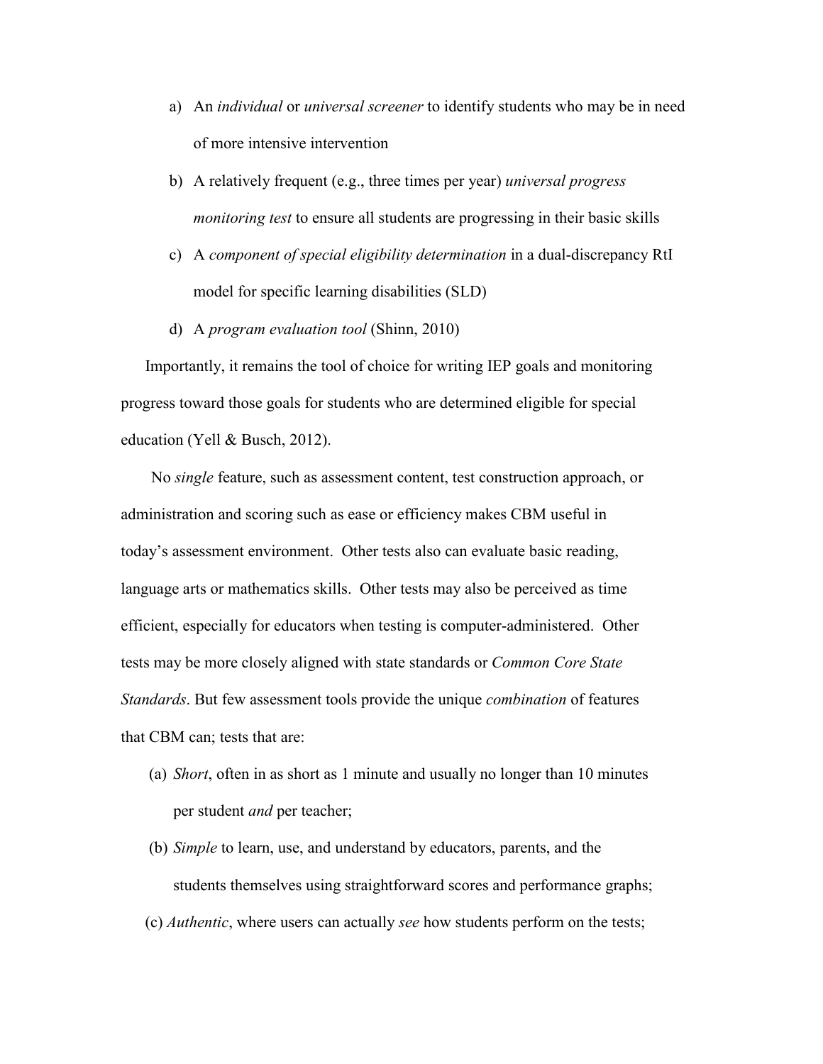a) An *individual* or *universal screener* to identify students who may be in need of more intensive intervention

b) A relatively frequent (e.g., three times per year) *universal progress monitoring test* to ensure all students are progressing in their basic skills

c) A *component of special eligibility determination* in a dual-discrepancy RtI model for specific learning disabilities (SLD)

d) A *program evaluation tool* (Shinn, 2010)

Importantly, it remains the tool of choice for writing IEP goals and monitoring progress toward those goals for students who are determined eligible for special education (Yell & Busch, 2012).

No *single* feature, such as assessment content, test construction approach, or administration and scoring such as ease or efficiency makes CBM useful in today's assessment environment. Other tests also can evaluate basic reading, language arts or mathematics skills. Other tests may also be perceived as time efficient, especially for educators when testing is computer-administered. Other tests may be more closely aligned with state standards or *Common Core State Standards*. But few assessment tools provide the unique *combination* of features that CBM can; tests that are:

(a) *Short*, often in as short as 1 minute and usually no longer than 10 minutes per student *and* per teacher;

(b) *Simple* to learn, use, and understand by educators, parents, and the students themselves using straightforward scores and performance graphs;

(c) *Authentic*, where users can actually *see* how students perform on the tests;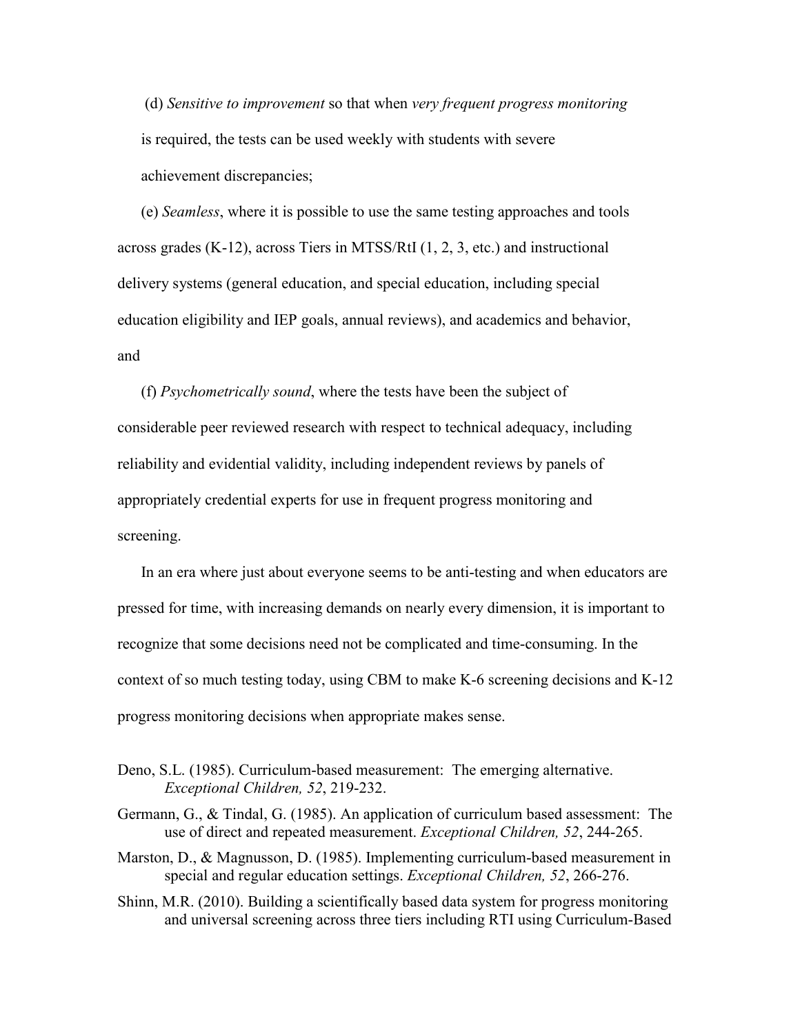(d) *Sensitive to improvement* so that when *very frequent progress monitoring* is required, the tests can be used weekly with students with severe achievement discrepancies;

(e) *Seamless*, where it is possible to use the same testing approaches and tools across grades (K-12), across Tiers in MTSS/RtI (1, 2, 3, etc.) and instructional delivery systems (general education, and special education, including special education eligibility and IEP goals, annual reviews), and academics and behavior, and

(f) *Psychometrically sound*, where the tests have been the subject of considerable peer reviewed research with respect to technical adequacy, including reliability and evidential validity, including independent reviews by panels of appropriately credential experts for use in frequent progress monitoring and screening.

In an era where just about everyone seems to be anti-testing and when educators are pressed for time, with increasing demands on nearly every dimension, it is important to recognize that some decisions need not be complicated and time-consuming. In the context of so much testing today, using CBM to make K-6 screening decisions and K-12 progress monitoring decisions when appropriate makes sense.

Deno, S.L. (1985). Curriculum-based measurement: The emerging alternative. *Exceptional Children, 52*, 219-232.

Germann, G., & Tindal, G. (1985). An application of curriculum based assessment: The use of direct and repeated measurement. *Exceptional Children, 52*, 244-265.

Marston, D., & Magnusson, D. (1985). Implementing curriculum-based measurement in special and regular education settings. *Exceptional Children, 52*, 266-276.

Shinn, M.R. (2010). Building a scientifically based data system for progress monitoring and universal screening across three tiers including RTI using Curriculum-Based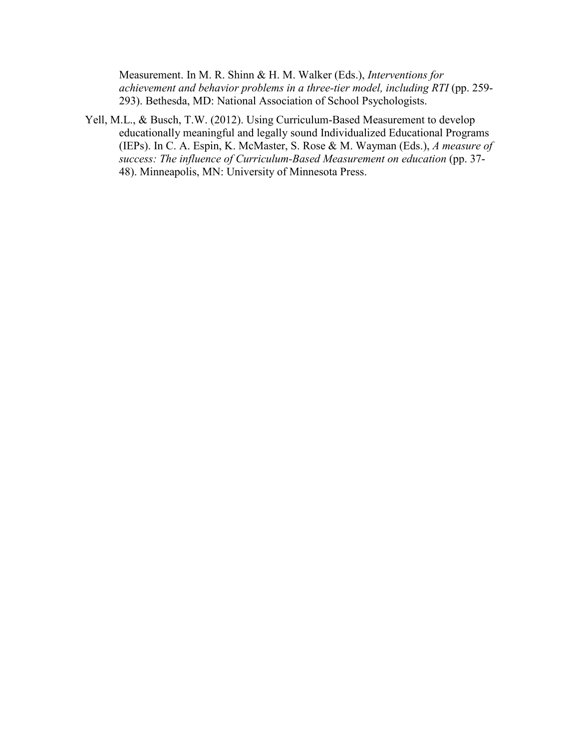Measurement. In M. R. Shinn & H. M. Walker (Eds.), *Interventions for achievement and behavior problems in a three-tier model, including RTI* (pp. 259-293). Bethesda, MD: National Association of School Psychologists.

Yell, M.L., & Busch, T.W. (2012). Using Curriculum-Based Measurement to develop educationally meaningful and legally sound Individualized Educational Programs (IEPs). In C. A. Espin, K. McMaster, S. Rose & M. Wayman (Eds.), *A measure of success: The influence of Curriculum-Based Measurement on education* (pp. 37-48). Minneapolis, MN: University of Minnesota Press.